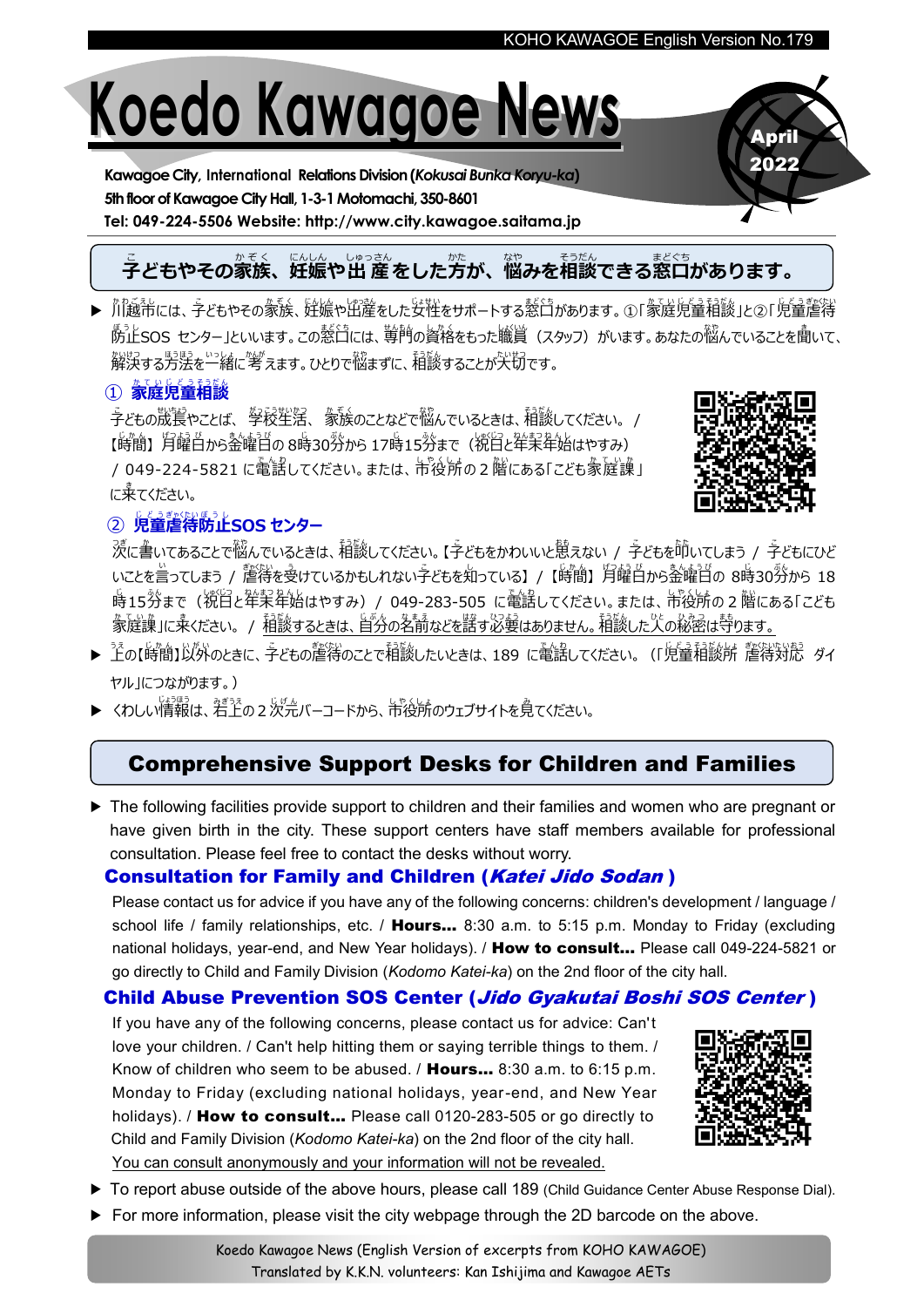# Koedo Kawagoe News

**April 2022**

**Kawagoe City, International Relations Division (*Kokusai Bunka Koryu-ka*)**
**5th floor of Kawagoe City Hall, 1-3-1 Motomachi, 350-8601**
**Tel: 049-224-5506 Website: http://www.city.kawagoe.saitama.jp**

## 子どもやその家族、妊娠や出産をした方が、悩みを相談できる窓口があります。

- 川越市には、子どもやその家族、妊娠や出産をした女性をサポートする窓口があります。①「家庭児童相談」と②「児童虐待防止SOS センター」といいます。この窓口には、専門の資格をもった職員（スタッフ）がいます。あなたの悩んでいることを聞いて、解決する方法を一緒に考えます。ひとりで悩まずに、相談することが大切です。

### ① 家庭児童相談

子どもの成長やことば、学校生活、家族のことなどで悩んでいるときは、相談してください。 / 【時間】月曜日から金曜日の 8時30分から 17時15分まで（祝日と年末年始はやすみ） / 049-224-5821 に電話してください。または、市役所の２階にある「こども家庭課」に来てください。

### ② 児童虐待防止SOS センター

次に書いてあることで悩んでいるときは、相談してください。【子どもをかわいいと思えない / 子どもを叩いてしまう / 子どもにひどいことを言ってしまう / 虐待を受けているかもしれない子どもを知っている】 / 【時間】月曜日から金曜日の 8時30分から 18時15分まで（祝日と年末年始はやすみ） / 049-283-505 に電話してください。または、市役所の２階にある「こども家庭課」に来ください。 / 相談するときは、自分の名前などを話す必要はありません。相談した人の秘密は守ります。

- 上の【時間】以外のときに、子どもの虐待のことで相談したいときは、189 に電話してください。（「児童相談所 虐待対応 ダイヤル」につながります。）
- くわしい情報は、右上の２次元バーコードから、市役所のウェブサイトを見てください。

## Comprehensive Support Desks for Children and Families

- The following facilities provide support to children and their families and women who are pregnant or have given birth in the city. These support centers have staff members available for professional consultation. Please feel free to contact the desks without worry.

### Consultation for Family and Children (*Katei Jido Sodan*)

Please contact us for advice if you have any of the following concerns: children's development / language / school life / family relationships, etc. / **Hours…** 8:30 a.m. to 5:15 p.m. Monday to Friday (excluding national holidays, year-end, and New Year holidays). / **How to consult…** Please call 049-224-5821 or go directly to Child and Family Division (*Kodomo Katei-ka*) on the 2nd floor of the city hall.

### Child Abuse Prevention SOS Center (*Jido Gyakutai Boshi SOS Center*)

If you have any of the following concerns, please contact us for advice: Can't love your children. / Can't help hitting them or saying terrible things to them. / Know of children who seem to be abused. / **Hours…** 8:30 a.m. to 6:15 p.m. Monday to Friday (excluding national holidays, year-end, and New Year holidays). / **How to consult…** Please call 0120-283-505 or go directly to Child and Family Division (*Kodomo Katei-ka*) on the 2nd floor of the city hall.
You can consult anonymously and your information will not be revealed.

- To report abuse outside of the above hours, please call 189 (Child Guidance Center Abuse Response Dial).
- For more information, please visit the city webpage through the 2D barcode on the above.

Koedo Kawagoe News (English Version of excerpts from KOHO KAWAGOE)
Translated by K.K.N. volunteers: Kan Ishijima and Kawagoe AETs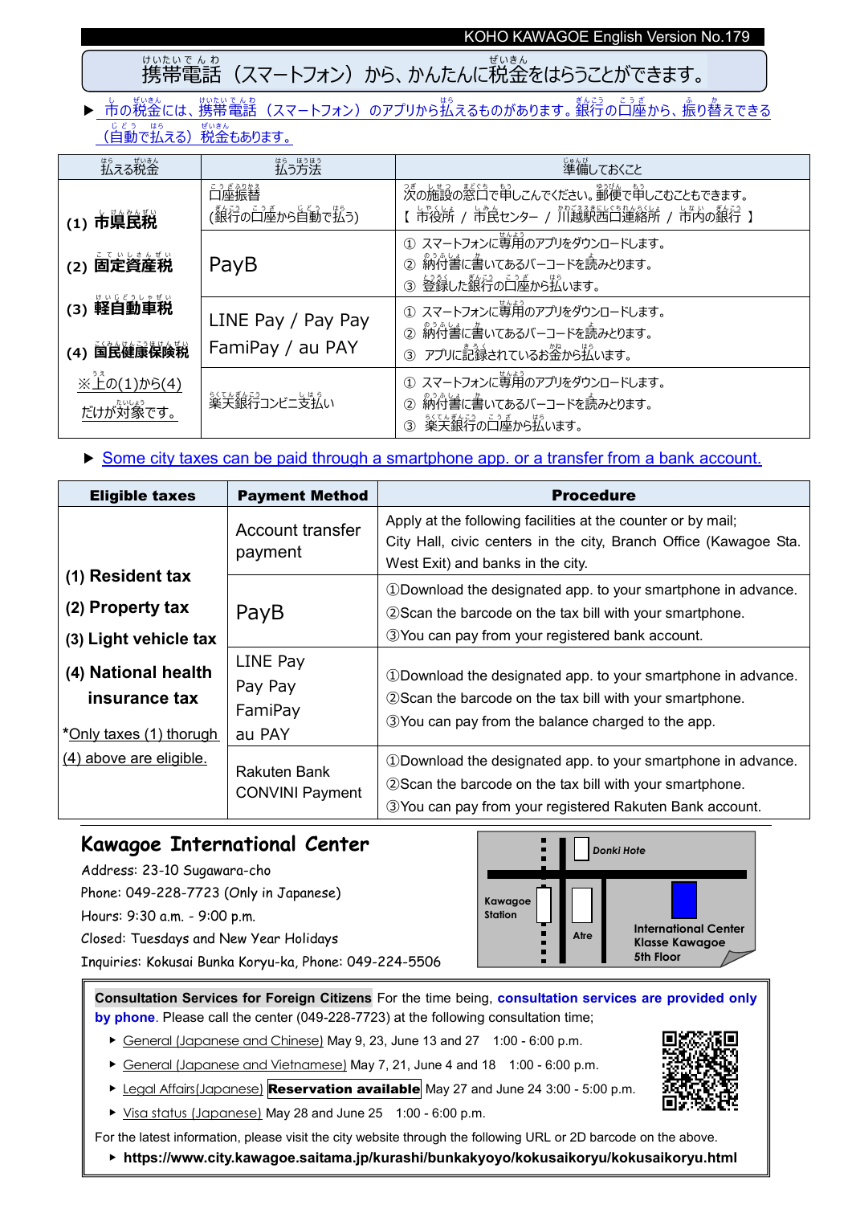## 携帯電話（スマートフォン）から、かんたんに税金をはらうことができます。

▶ 市の税金には、携帯電話（スマートフォン）のアプリから払えるものがあります。銀行の口座から、振り替えできる（自動で払える）税金もあります。

| 払える税金 | 払う方法 | 準備しておくこと |
|---|---|---|
| (1) 市県民税<br>(2) 固定資産税<br>(3) 軽自動車税<br>(4) 国民健康保険税<br>※上の(1)から(4)だけが対象です。 | 口座振替<br>(銀行の口座から自動で払う) | 次の施設の窓口で申しこんでください。郵便で申しこむこともできます。<br>【 市役所 / 市民センター / 川越駅西口連絡所 / 市内の銀行 】 |
| | PayB | ① スマートフォンに専用のアプリをダウンロードします。<br>② 納付書に書いてあるバーコードを読みとります。<br>③ 登録した銀行の口座から払います。 |
| | LINE Pay / Pay Pay<br>FamiPay / au PAY | ① スマートフォンに専用のアプリをダウンロードします。<br>② 納付書に書いてあるバーコードを読みとります。<br>③ アプリに記録されているお金から払います。 |
| | 楽天銀行コンビニ支払い | ① スマートフォンに専用のアプリをダウンロードします。<br>② 納付書に書いてあるバーコードを読みとります。<br>③ 楽天銀行の口座から払います。 |

▶ Some city taxes can be paid through a smartphone app. or a transfer from a bank account.

| Eligible taxes | Payment Method | Procedure |
|---|---|---|
| (1) Resident tax<br>(2) Property tax<br>(3) Light vehicle tax<br>(4) National health insurance tax<br>*Only taxes (1) thorugh (4) above are eligible. | Account transfer payment | Apply at the following facilities at the counter or by mail;<br>City Hall, civic centers in the city, Branch Office (Kawagoe Sta. West Exit) and banks in the city. |
| | PayB | ①Download the designated app. to your smartphone in advance.<br>②Scan the barcode on the tax bill with your smartphone.<br>③You can pay from your registered bank account. |
| | LINE Pay<br>Pay Pay<br>FamiPay<br>au PAY | ①Download the designated app. to your smartphone in advance.<br>②Scan the barcode on the tax bill with your smartphone.<br>③You can pay from the balance charged to the app. |
| | Rakuten Bank CONVINI Payment | ①Download the designated app. to your smartphone in advance.<br>②Scan the barcode on the tax bill with your smartphone.<br>③You can pay from your registered Rakuten Bank account. |

## Kawagoe International Center

Address: 23-10 Sugawara-cho
Phone: 049-228-7723 (Only in Japanese)
Hours: 9:30 a.m. - 9:00 p.m.
Closed: Tuesdays and New Year Holidays
Inquiries: Kokusai Bunka Koryu-ka, Phone: 049-224-5506

Donki Hote
Kawagoe Station
Atre
International Center
Klasse Kawagoe
5th Floor

**Consultation Services for Foreign Citizens** For the time being, **consultation services are provided only by phone**. Please call the center (049-228-7723) at the following consultation time;

- General (Japanese and Chinese) May 9, 23, June 13 and 27　1:00 - 6:00 p.m.
- General (Japanese and Vietnamese) May 7, 21, June 4 and 18　1:00 - 6:00 p.m.
- Legal Affairs(Japanese) **Reservation available** May 27 and June 24 3:00 - 5:00 p.m.
- Visa status (Japanese) May 28 and June 25　1:00 - 6:00 p.m.

For the latest information, please visit the city website through the following URL or 2D barcode on the above.

- **https://www.city.kawagoe.saitama.jp/kurashi/bunkakyoyo/kokusaikoryu/kokusaikoryu.html**